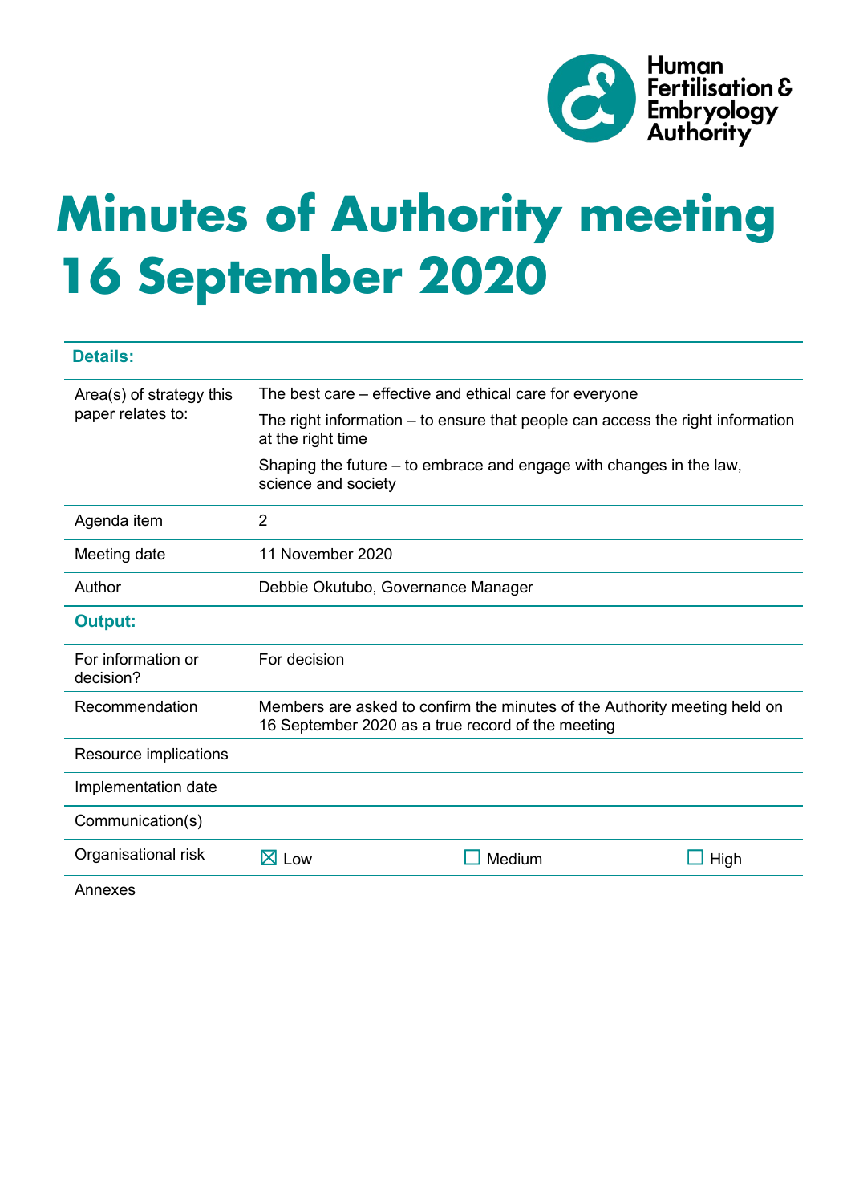Human Fertilisation & Embryology Authority

# Minutes of Authority meeting 16 September 2020

| **Details:** | | | |
|---|---|---|---|
| Area(s) of strategy this paper relates to: | The best care – effective and ethical care for everyone<br>The right information – to ensure that people can access the right information at the right time<br>Shaping the future – to embrace and engage with changes in the law, science and society | | |
| Agenda item | 2 | | |
| Meeting date | 11 November 2020 | | |
| Author | Debbie Okutubo, Governance Manager | | |
| **Output:** | | | |
| For information or decision? | For decision | | |
| Recommendation | Members are asked to confirm the minutes of the Authority meeting held on 16 September 2020 as a true record of the meeting | | |
| Resource implications | | | |
| Implementation date | | | |
| Communication(s) | | | |
| Organisational risk | ☒ Low | ☐ Medium | ☐ High |
| Annexes | | | |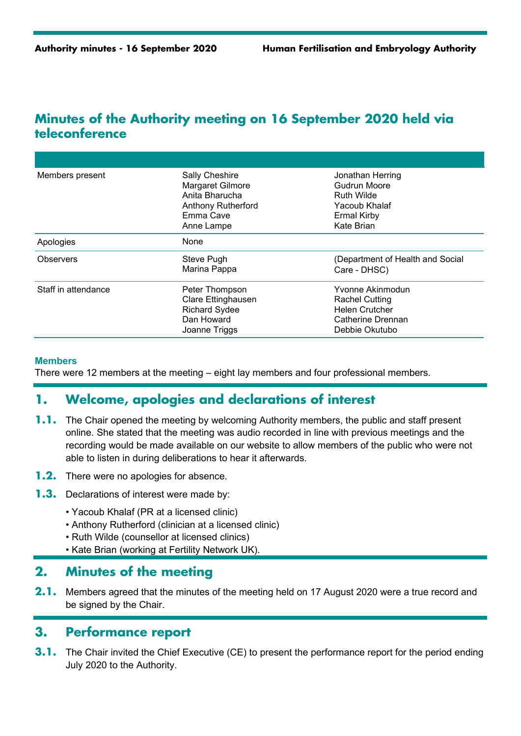# Minutes of the Authority meeting on 16 September 2020 held via teleconference

| | | |
|---|---|---|
| Members present | Sally Cheshire<br>Margaret Gilmore<br>Anita Bharucha<br>Anthony Rutherford<br>Emma Cave<br>Anne Lampe | Jonathan Herring<br>Gudrun Moore<br>Ruth Wilde<br>Yacoub Khalaf<br>Ermal Kirby<br>Kate Brian |
| Apologies | None | |
| Observers | Steve Pugh<br>Marina Pappa | (Department of Health and Social Care - DHSC) |
| Staff in attendance | Peter Thompson<br>Clare Ettinghausen<br>Richard Sydee<br>Dan Howard<br>Joanne Triggs | Yvonne Akinmodun<br>Rachel Cutting<br>Helen Crutcher<br>Catherine Drennan<br>Debbie Okutubo |

**Members**

There were 12 members at the meeting – eight lay members and four professional members.

## 1. Welcome, apologies and declarations of interest

**1.1.** The Chair opened the meeting by welcoming Authority members, the public and staff present online. She stated that the meeting was audio recorded in line with previous meetings and the recording would be made available on our website to allow members of the public who were not able to listen in during deliberations to hear it afterwards.

**1.2.** There were no apologies for absence.

**1.3.** Declarations of interest were made by:

- Yacoub Khalaf (PR at a licensed clinic)
- Anthony Rutherford (clinician at a licensed clinic)
- Ruth Wilde (counsellor at licensed clinics)
- Kate Brian (working at Fertility Network UK).

## 2. Minutes of the meeting

**2.1.** Members agreed that the minutes of the meeting held on 17 August 2020 were a true record and be signed by the Chair.

## 3. Performance report

**3.1.** The Chair invited the Chief Executive (CE) to present the performance report for the period ending July 2020 to the Authority.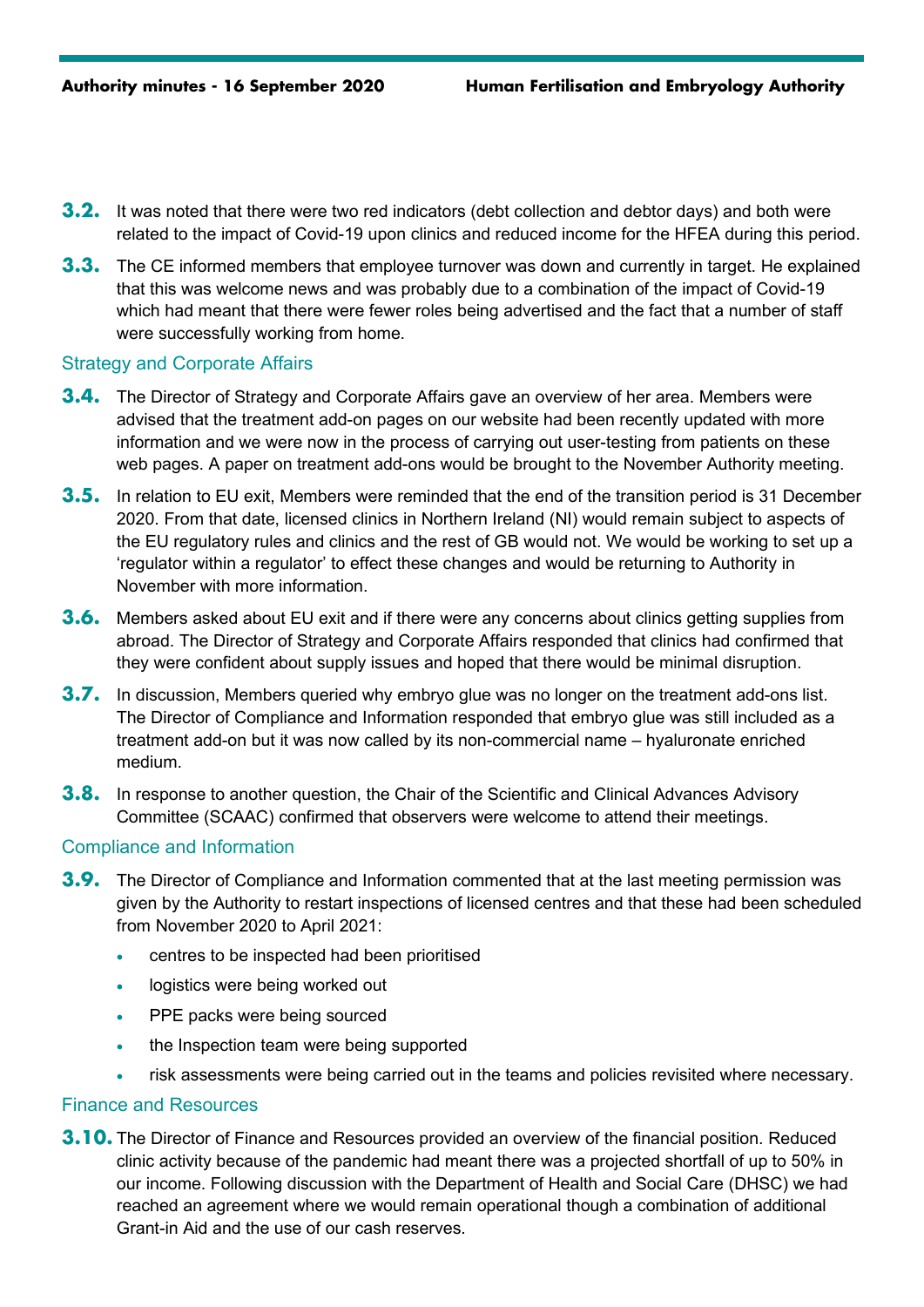**3.2.** It was noted that there were two red indicators (debt collection and debtor days) and both were related to the impact of Covid-19 upon clinics and reduced income for the HFEA during this period.

**3.3.** The CE informed members that employee turnover was down and currently in target. He explained that this was welcome news and was probably due to a combination of the impact of Covid-19 which had meant that there were fewer roles being advertised and the fact that a number of staff were successfully working from home.

### Strategy and Corporate Affairs

**3.4.** The Director of Strategy and Corporate Affairs gave an overview of her area. Members were advised that the treatment add-on pages on our website had been recently updated with more information and we were now in the process of carrying out user-testing from patients on these web pages. A paper on treatment add-ons would be brought to the November Authority meeting.

**3.5.** In relation to EU exit, Members were reminded that the end of the transition period is 31 December 2020. From that date, licensed clinics in Northern Ireland (NI) would remain subject to aspects of the EU regulatory rules and clinics and the rest of GB would not. We would be working to set up a 'regulator within a regulator' to effect these changes and would be returning to Authority in November with more information.

**3.6.** Members asked about EU exit and if there were any concerns about clinics getting supplies from abroad. The Director of Strategy and Corporate Affairs responded that clinics had confirmed that they were confident about supply issues and hoped that there would be minimal disruption.

**3.7.** In discussion, Members queried why embryo glue was no longer on the treatment add-ons list. The Director of Compliance and Information responded that embryo glue was still included as a treatment add-on but it was now called by its non-commercial name – hyaluronate enriched medium.

**3.8.** In response to another question, the Chair of the Scientific and Clinical Advances Advisory Committee (SCAAC) confirmed that observers were welcome to attend their meetings.

### Compliance and Information

**3.9.** The Director of Compliance and Information commented that at the last meeting permission was given by the Authority to restart inspections of licensed centres and that these had been scheduled from November 2020 to April 2021:

- centres to be inspected had been prioritised
- logistics were being worked out
- PPE packs were being sourced
- the Inspection team were being supported
- risk assessments were being carried out in the teams and policies revisited where necessary.

### Finance and Resources

**3.10.** The Director of Finance and Resources provided an overview of the financial position. Reduced clinic activity because of the pandemic had meant there was a projected shortfall of up to 50% in our income. Following discussion with the Department of Health and Social Care (DHSC) we had reached an agreement where we would remain operational though a combination of additional Grant-in Aid and the use of our cash reserves.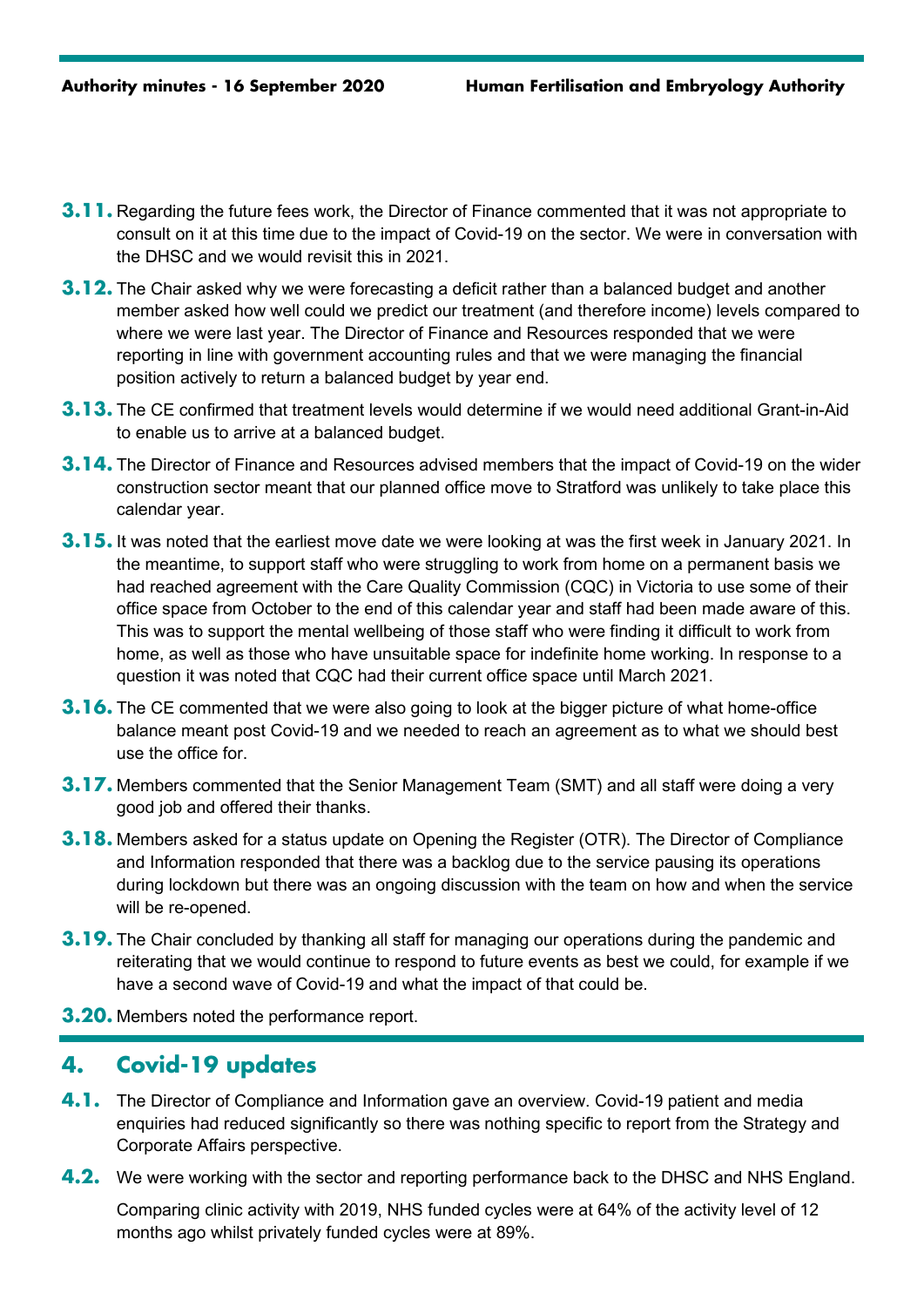**3.11.** Regarding the future fees work, the Director of Finance commented that it was not appropriate to consult on it at this time due to the impact of Covid-19 on the sector. We were in conversation with the DHSC and we would revisit this in 2021.

**3.12.** The Chair asked why we were forecasting a deficit rather than a balanced budget and another member asked how well could we predict our treatment (and therefore income) levels compared to where we were last year. The Director of Finance and Resources responded that we were reporting in line with government accounting rules and that we were managing the financial position actively to return a balanced budget by year end.

**3.13.** The CE confirmed that treatment levels would determine if we would need additional Grant-in-Aid to enable us to arrive at a balanced budget.

**3.14.** The Director of Finance and Resources advised members that the impact of Covid-19 on the wider construction sector meant that our planned office move to Stratford was unlikely to take place this calendar year.

**3.15.** It was noted that the earliest move date we were looking at was the first week in January 2021. In the meantime, to support staff who were struggling to work from home on a permanent basis we had reached agreement with the Care Quality Commission (CQC) in Victoria to use some of their office space from October to the end of this calendar year and staff had been made aware of this. This was to support the mental wellbeing of those staff who were finding it difficult to work from home, as well as those who have unsuitable space for indefinite home working. In response to a question it was noted that CQC had their current office space until March 2021.

**3.16.** The CE commented that we were also going to look at the bigger picture of what home-office balance meant post Covid-19 and we needed to reach an agreement as to what we should best use the office for.

**3.17.** Members commented that the Senior Management Team (SMT) and all staff were doing a very good job and offered their thanks.

**3.18.** Members asked for a status update on Opening the Register (OTR). The Director of Compliance and Information responded that there was a backlog due to the service pausing its operations during lockdown but there was an ongoing discussion with the team on how and when the service will be re-opened.

**3.19.** The Chair concluded by thanking all staff for managing our operations during the pandemic and reiterating that we would continue to respond to future events as best we could, for example if we have a second wave of Covid-19 and what the impact of that could be.

**3.20.** Members noted the performance report.

## 4. Covid-19 updates

**4.1.** The Director of Compliance and Information gave an overview. Covid-19 patient and media enquiries had reduced significantly so there was nothing specific to report from the Strategy and Corporate Affairs perspective.

**4.2.** We were working with the sector and reporting performance back to the DHSC and NHS England.

Comparing clinic activity with 2019, NHS funded cycles were at 64% of the activity level of 12 months ago whilst privately funded cycles were at 89%.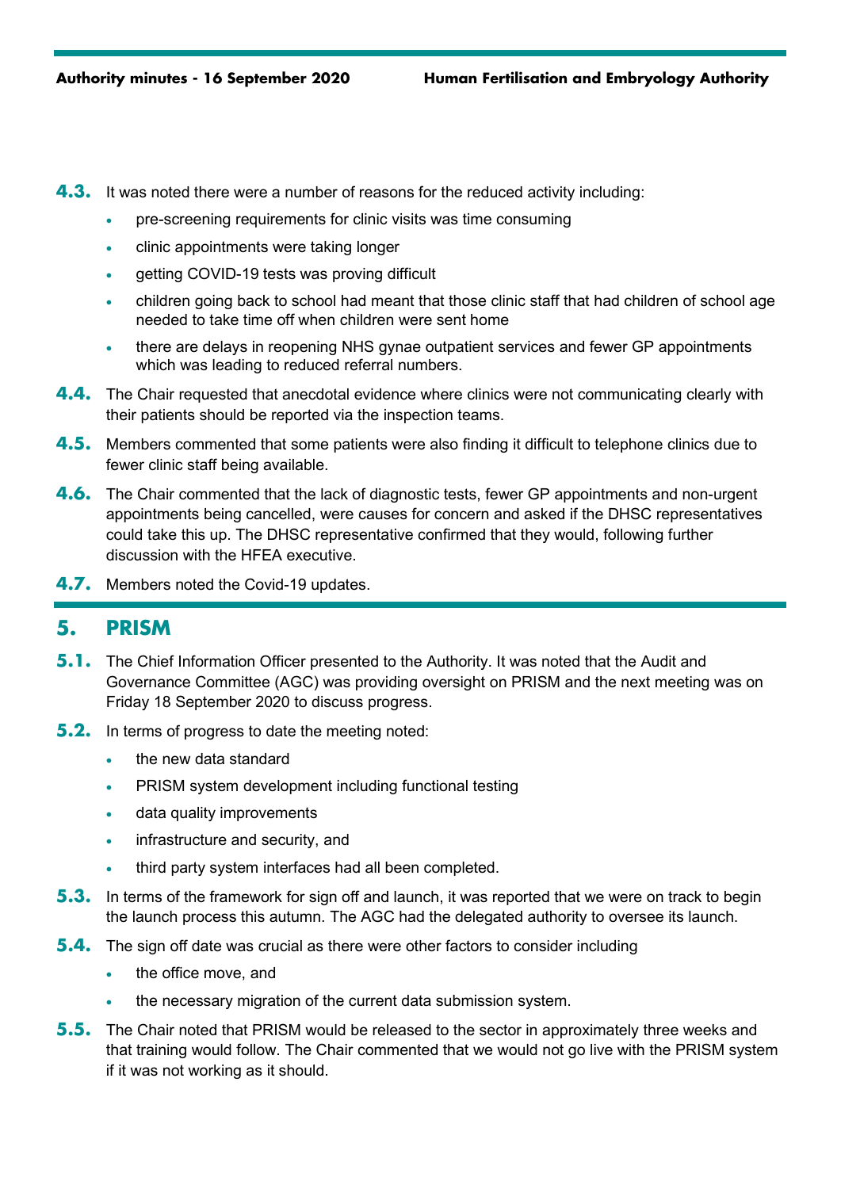**4.3.** It was noted there were a number of reasons for the reduced activity including:

- pre-screening requirements for clinic visits was time consuming
- clinic appointments were taking longer
- getting COVID-19 tests was proving difficult
- children going back to school had meant that those clinic staff that had children of school age needed to take time off when children were sent home
- there are delays in reopening NHS gynae outpatient services and fewer GP appointments which was leading to reduced referral numbers.

**4.4.** The Chair requested that anecdotal evidence where clinics were not communicating clearly with their patients should be reported via the inspection teams.

**4.5.** Members commented that some patients were also finding it difficult to telephone clinics due to fewer clinic staff being available.

**4.6.** The Chair commented that the lack of diagnostic tests, fewer GP appointments and non-urgent appointments being cancelled, were causes for concern and asked if the DHSC representatives could take this up. The DHSC representative confirmed that they would, following further discussion with the HFEA executive.

**4.7.** Members noted the Covid-19 updates.

## 5. PRISM

**5.1.** The Chief Information Officer presented to the Authority. It was noted that the Audit and Governance Committee (AGC) was providing oversight on PRISM and the next meeting was on Friday 18 September 2020 to discuss progress.

**5.2.** In terms of progress to date the meeting noted:

- the new data standard
- PRISM system development including functional testing
- data quality improvements
- infrastructure and security, and
- third party system interfaces had all been completed.

**5.3.** In terms of the framework for sign off and launch, it was reported that we were on track to begin the launch process this autumn. The AGC had the delegated authority to oversee its launch.

**5.4.** The sign off date was crucial as there were other factors to consider including

- the office move, and
- the necessary migration of the current data submission system.

**5.5.** The Chair noted that PRISM would be released to the sector in approximately three weeks and that training would follow. The Chair commented that we would not go live with the PRISM system if it was not working as it should.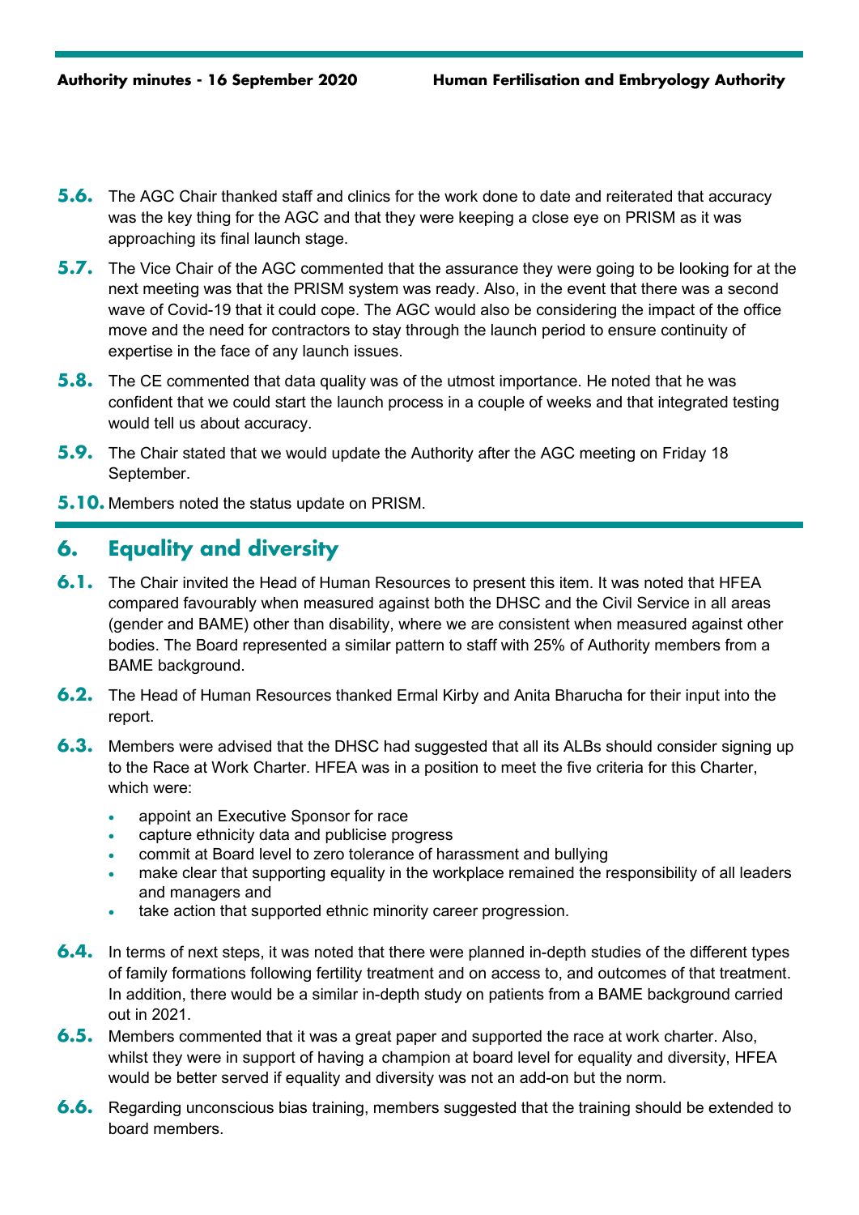**5.6.** The AGC Chair thanked staff and clinics for the work done to date and reiterated that accuracy was the key thing for the AGC and that they were keeping a close eye on PRISM as it was approaching its final launch stage.

**5.7.** The Vice Chair of the AGC commented that the assurance they were going to be looking for at the next meeting was that the PRISM system was ready. Also, in the event that there was a second wave of Covid-19 that it could cope. The AGC would also be considering the impact of the office move and the need for contractors to stay through the launch period to ensure continuity of expertise in the face of any launch issues.

**5.8.** The CE commented that data quality was of the utmost importance. He noted that he was confident that we could start the launch process in a couple of weeks and that integrated testing would tell us about accuracy.

**5.9.** The Chair stated that we would update the Authority after the AGC meeting on Friday 18 September.

**5.10.** Members noted the status update on PRISM.

## 6. Equality and diversity

**6.1.** The Chair invited the Head of Human Resources to present this item. It was noted that HFEA compared favourably when measured against both the DHSC and the Civil Service in all areas (gender and BAME) other than disability, where we are consistent when measured against other bodies. The Board represented a similar pattern to staff with 25% of Authority members from a BAME background.

**6.2.** The Head of Human Resources thanked Ermal Kirby and Anita Bharucha for their input into the report.

**6.3.** Members were advised that the DHSC had suggested that all its ALBs should consider signing up to the Race at Work Charter. HFEA was in a position to meet the five criteria for this Charter, which were:

- appoint an Executive Sponsor for race
- capture ethnicity data and publicise progress
- commit at Board level to zero tolerance of harassment and bullying
- make clear that supporting equality in the workplace remained the responsibility of all leaders and managers and
- take action that supported ethnic minority career progression.

**6.4.** In terms of next steps, it was noted that there were planned in-depth studies of the different types of family formations following fertility treatment and on access to, and outcomes of that treatment. In addition, there would be a similar in-depth study on patients from a BAME background carried out in 2021.

**6.5.** Members commented that it was a great paper and supported the race at work charter. Also, whilst they were in support of having a champion at board level for equality and diversity, HFEA would be better served if equality and diversity was not an add-on but the norm.

**6.6.** Regarding unconscious bias training, members suggested that the training should be extended to board members.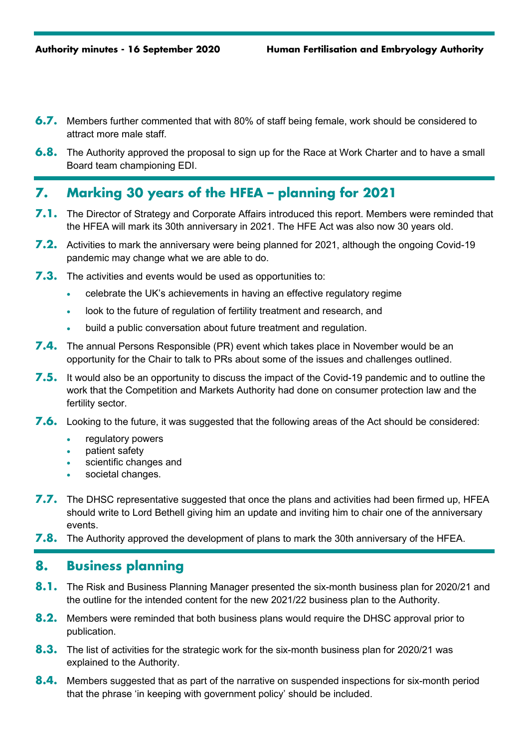**6.7.** Members further commented that with 80% of staff being female, work should be considered to attract more male staff.

**6.8.** The Authority approved the proposal to sign up for the Race at Work Charter and to have a small Board team championing EDI.

## 7. Marking 30 years of the HFEA – planning for 2021

**7.1.** The Director of Strategy and Corporate Affairs introduced this report. Members were reminded that the HFEA will mark its 30th anniversary in 2021. The HFE Act was also now 30 years old.

**7.2.** Activities to mark the anniversary were being planned for 2021, although the ongoing Covid-19 pandemic may change what we are able to do.

**7.3.** The activities and events would be used as opportunities to:

- celebrate the UK's achievements in having an effective regulatory regime
- look to the future of regulation of fertility treatment and research, and
- build a public conversation about future treatment and regulation.

**7.4.** The annual Persons Responsible (PR) event which takes place in November would be an opportunity for the Chair to talk to PRs about some of the issues and challenges outlined.

**7.5.** It would also be an opportunity to discuss the impact of the Covid-19 pandemic and to outline the work that the Competition and Markets Authority had done on consumer protection law and the fertility sector.

**7.6.** Looking to the future, it was suggested that the following areas of the Act should be considered:

- regulatory powers
- patient safety
- scientific changes and
- societal changes.

**7.7.** The DHSC representative suggested that once the plans and activities had been firmed up, HFEA should write to Lord Bethell giving him an update and inviting him to chair one of the anniversary events.

**7.8.** The Authority approved the development of plans to mark the 30th anniversary of the HFEA.

## 8. Business planning

**8.1.** The Risk and Business Planning Manager presented the six-month business plan for 2020/21 and the outline for the intended content for the new 2021/22 business plan to the Authority.

**8.2.** Members were reminded that both business plans would require the DHSC approval prior to publication.

**8.3.** The list of activities for the strategic work for the six-month business plan for 2020/21 was explained to the Authority.

**8.4.** Members suggested that as part of the narrative on suspended inspections for six-month period that the phrase 'in keeping with government policy' should be included.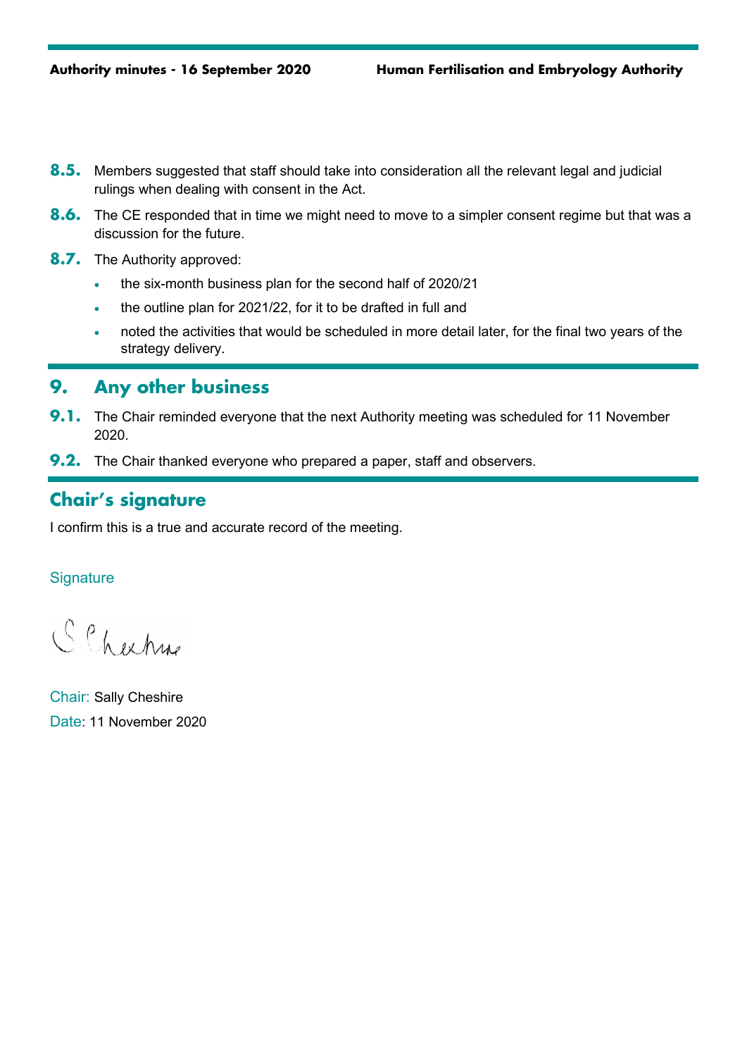**8.5.** Members suggested that staff should take into consideration all the relevant legal and judicial rulings when dealing with consent in the Act.

**8.6.** The CE responded that in time we might need to move to a simpler consent regime but that was a discussion for the future.

**8.7.** The Authority approved:

- the six-month business plan for the second half of 2020/21
- the outline plan for 2021/22, for it to be drafted in full and
- noted the activities that would be scheduled in more detail later, for the final two years of the strategy delivery.

## 9. Any other business

**9.1.** The Chair reminded everyone that the next Authority meeting was scheduled for 11 November 2020.

**9.2.** The Chair thanked everyone who prepared a paper, staff and observers.

## Chair's signature

I confirm this is a true and accurate record of the meeting.

Signature

S Cheshire

Chair: Sally Cheshire

Date: 11 November 2020